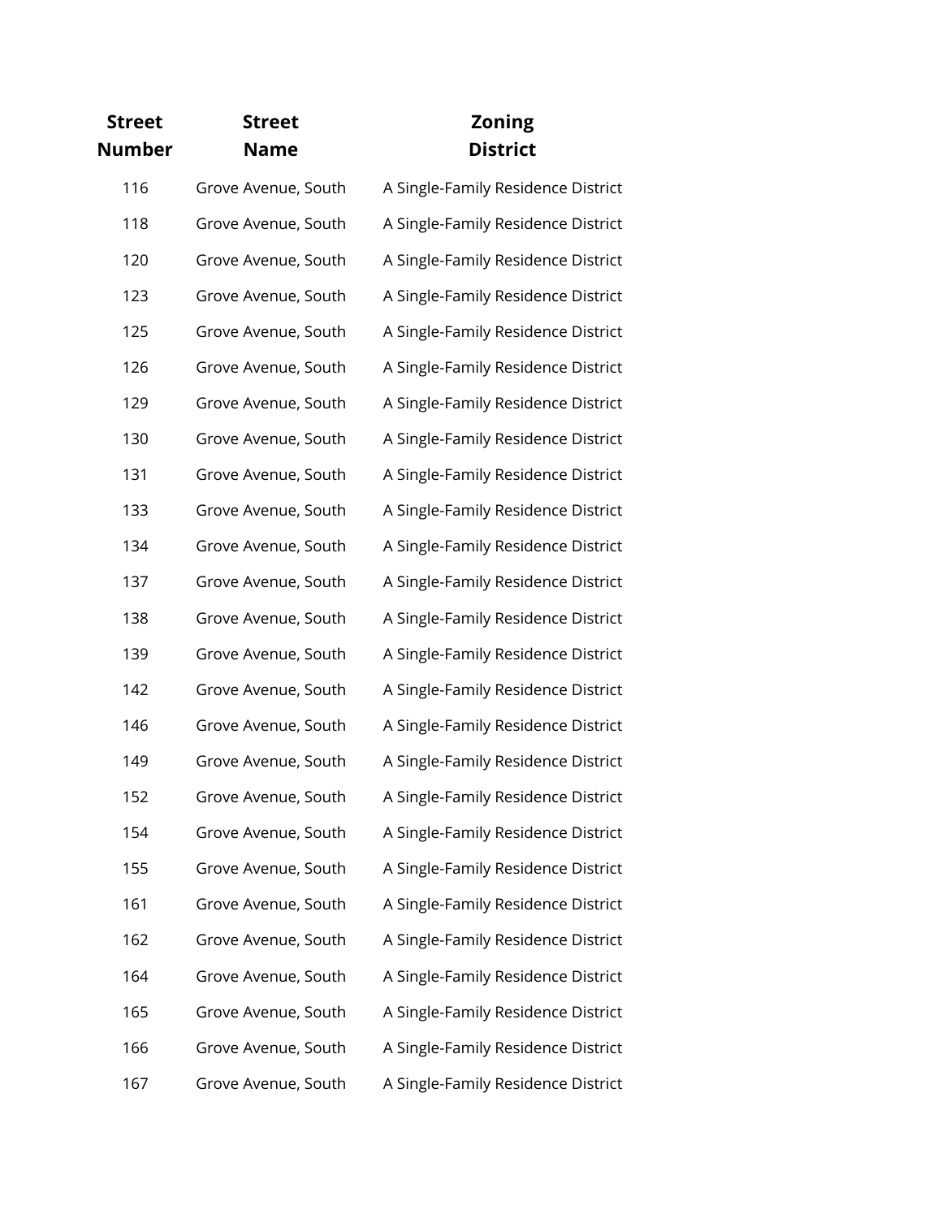| Street Number | Street Name | Zoning District |
|---|---|---|
| 116 | Grove Avenue, South | A Single-Family Residence District |
| 118 | Grove Avenue, South | A Single-Family Residence District |
| 120 | Grove Avenue, South | A Single-Family Residence District |
| 123 | Grove Avenue, South | A Single-Family Residence District |
| 125 | Grove Avenue, South | A Single-Family Residence District |
| 126 | Grove Avenue, South | A Single-Family Residence District |
| 129 | Grove Avenue, South | A Single-Family Residence District |
| 130 | Grove Avenue, South | A Single-Family Residence District |
| 131 | Grove Avenue, South | A Single-Family Residence District |
| 133 | Grove Avenue, South | A Single-Family Residence District |
| 134 | Grove Avenue, South | A Single-Family Residence District |
| 137 | Grove Avenue, South | A Single-Family Residence District |
| 138 | Grove Avenue, South | A Single-Family Residence District |
| 139 | Grove Avenue, South | A Single-Family Residence District |
| 142 | Grove Avenue, South | A Single-Family Residence District |
| 146 | Grove Avenue, South | A Single-Family Residence District |
| 149 | Grove Avenue, South | A Single-Family Residence District |
| 152 | Grove Avenue, South | A Single-Family Residence District |
| 154 | Grove Avenue, South | A Single-Family Residence District |
| 155 | Grove Avenue, South | A Single-Family Residence District |
| 161 | Grove Avenue, South | A Single-Family Residence District |
| 162 | Grove Avenue, South | A Single-Family Residence District |
| 164 | Grove Avenue, South | A Single-Family Residence District |
| 165 | Grove Avenue, South | A Single-Family Residence District |
| 166 | Grove Avenue, South | A Single-Family Residence District |
| 167 | Grove Avenue, South | A Single-Family Residence District |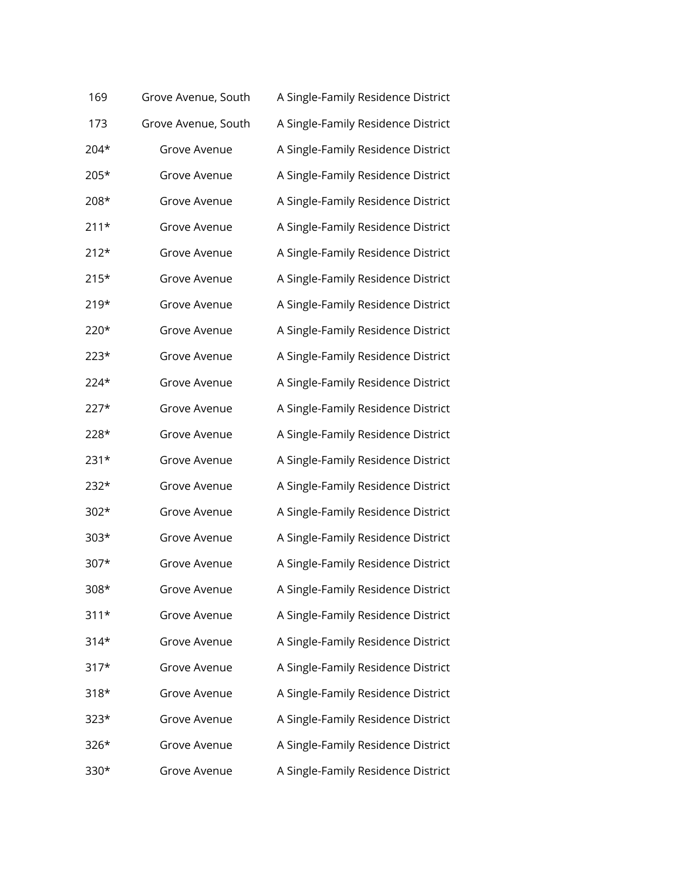| | | |
|---|---|---|
| 169 | Grove Avenue, South | A Single-Family Residence District |
| 173 | Grove Avenue, South | A Single-Family Residence District |
| 204* | Grove Avenue | A Single-Family Residence District |
| 205* | Grove Avenue | A Single-Family Residence District |
| 208* | Grove Avenue | A Single-Family Residence District |
| 211* | Grove Avenue | A Single-Family Residence District |
| 212* | Grove Avenue | A Single-Family Residence District |
| 215* | Grove Avenue | A Single-Family Residence District |
| 219* | Grove Avenue | A Single-Family Residence District |
| 220* | Grove Avenue | A Single-Family Residence District |
| 223* | Grove Avenue | A Single-Family Residence District |
| 224* | Grove Avenue | A Single-Family Residence District |
| 227* | Grove Avenue | A Single-Family Residence District |
| 228* | Grove Avenue | A Single-Family Residence District |
| 231* | Grove Avenue | A Single-Family Residence District |
| 232* | Grove Avenue | A Single-Family Residence District |
| 302* | Grove Avenue | A Single-Family Residence District |
| 303* | Grove Avenue | A Single-Family Residence District |
| 307* | Grove Avenue | A Single-Family Residence District |
| 308* | Grove Avenue | A Single-Family Residence District |
| 311* | Grove Avenue | A Single-Family Residence District |
| 314* | Grove Avenue | A Single-Family Residence District |
| 317* | Grove Avenue | A Single-Family Residence District |
| 318* | Grove Avenue | A Single-Family Residence District |
| 323* | Grove Avenue | A Single-Family Residence District |
| 326* | Grove Avenue | A Single-Family Residence District |
| 330* | Grove Avenue | A Single-Family Residence District |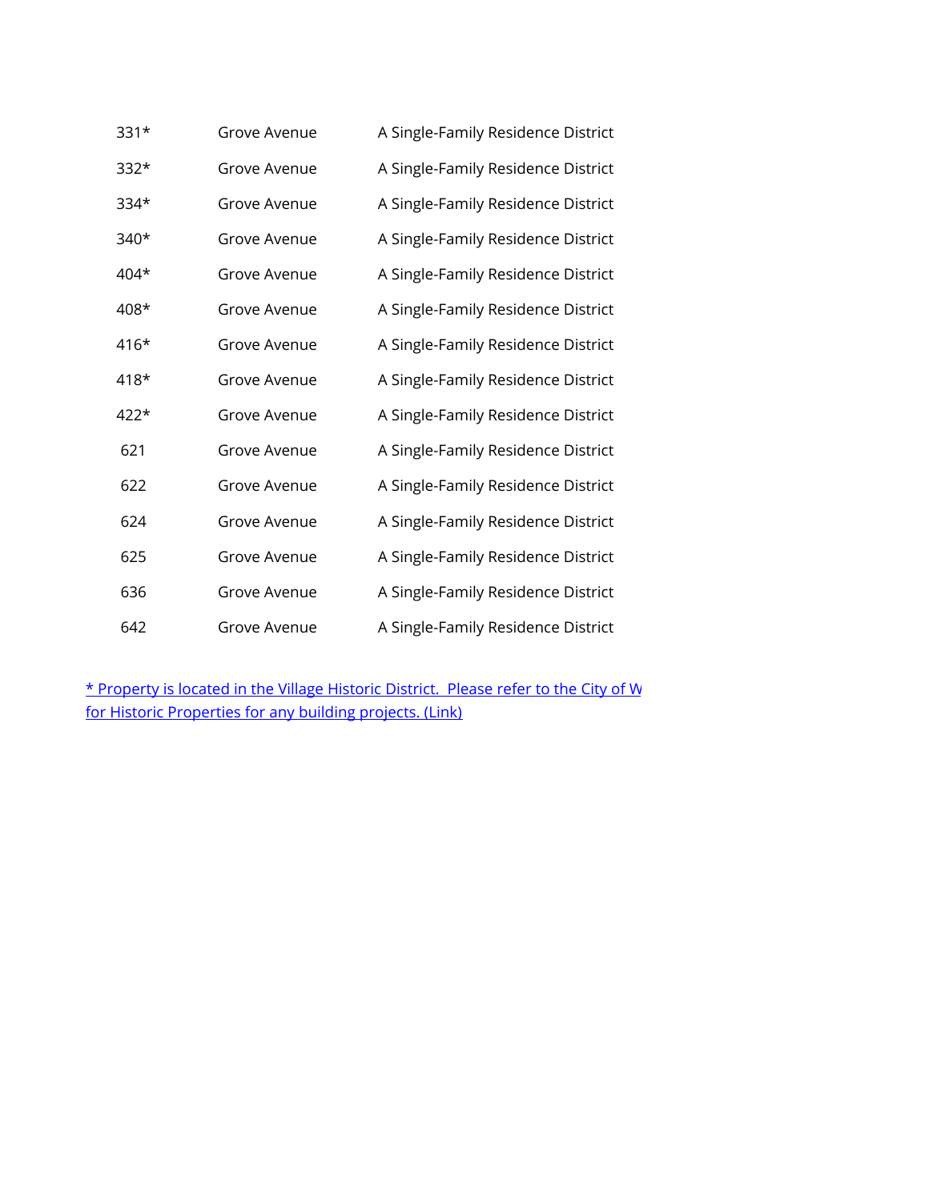| | | |
|---|---|---|
| 331* | Grove Avenue | A Single-Family Residence District |
| 332* | Grove Avenue | A Single-Family Residence District |
| 334* | Grove Avenue | A Single-Family Residence District |
| 340* | Grove Avenue | A Single-Family Residence District |
| 404* | Grove Avenue | A Single-Family Residence District |
| 408* | Grove Avenue | A Single-Family Residence District |
| 416* | Grove Avenue | A Single-Family Residence District |
| 418* | Grove Avenue | A Single-Family Residence District |
| 422* | Grove Avenue | A Single-Family Residence District |
| 621 | Grove Avenue | A Single-Family Residence District |
| 622 | Grove Avenue | A Single-Family Residence District |
| 624 | Grove Avenue | A Single-Family Residence District |
| 625 | Grove Avenue | A Single-Family Residence District |
| 636 | Grove Avenue | A Single-Family Residence District |
| 642 | Grove Avenue | A Single-Family Residence District |

* Property is located in the Village Historic District. Please refer to the City of W
for Historic Properties for any building projects. (Link)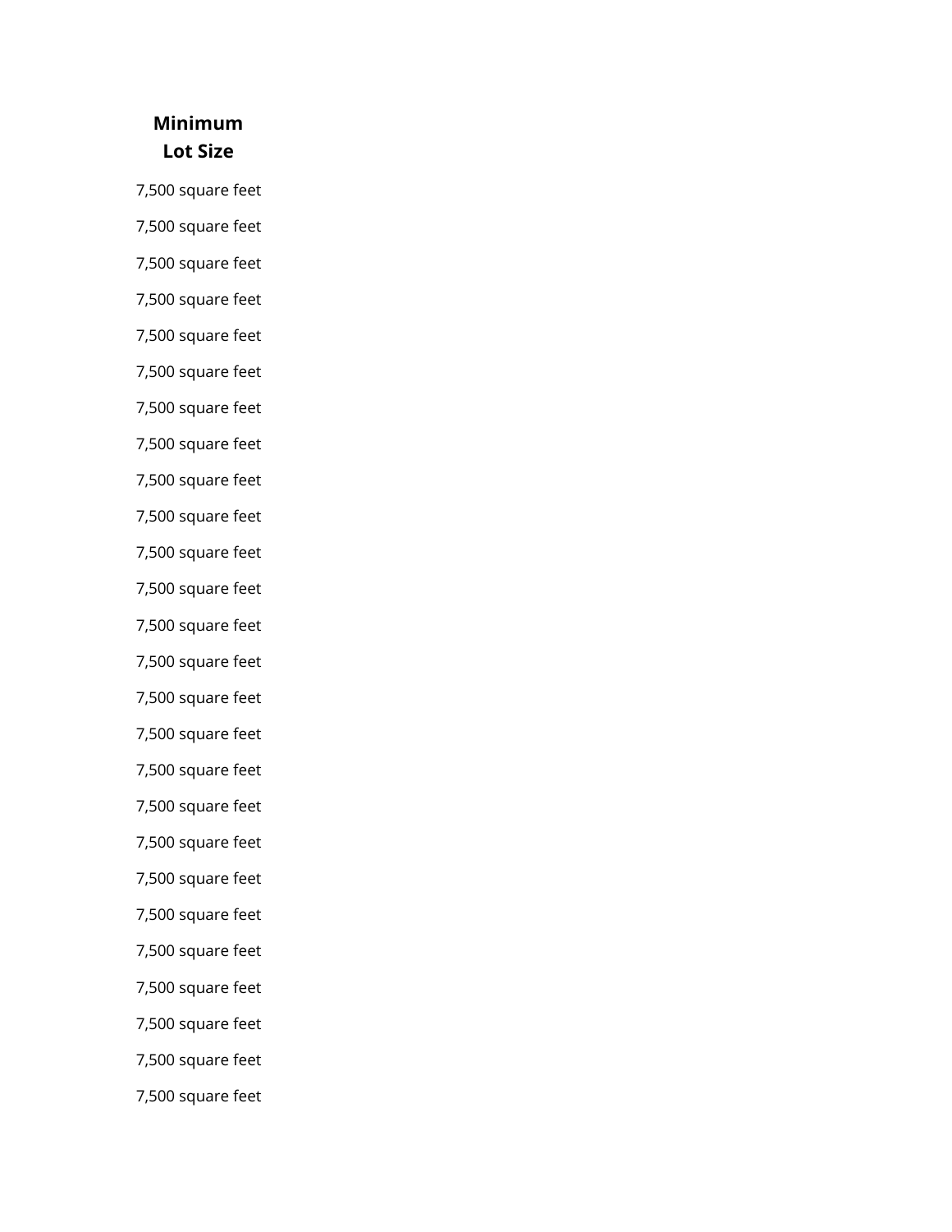| Minimum Lot Size |
|---|
| 7,500 square feet |
| 7,500 square feet |
| 7,500 square feet |
| 7,500 square feet |
| 7,500 square feet |
| 7,500 square feet |
| 7,500 square feet |
| 7,500 square feet |
| 7,500 square feet |
| 7,500 square feet |
| 7,500 square feet |
| 7,500 square feet |
| 7,500 square feet |
| 7,500 square feet |
| 7,500 square feet |
| 7,500 square feet |
| 7,500 square feet |
| 7,500 square feet |
| 7,500 square feet |
| 7,500 square feet |
| 7,500 square feet |
| 7,500 square feet |
| 7,500 square feet |
| 7,500 square feet |
| 7,500 square feet |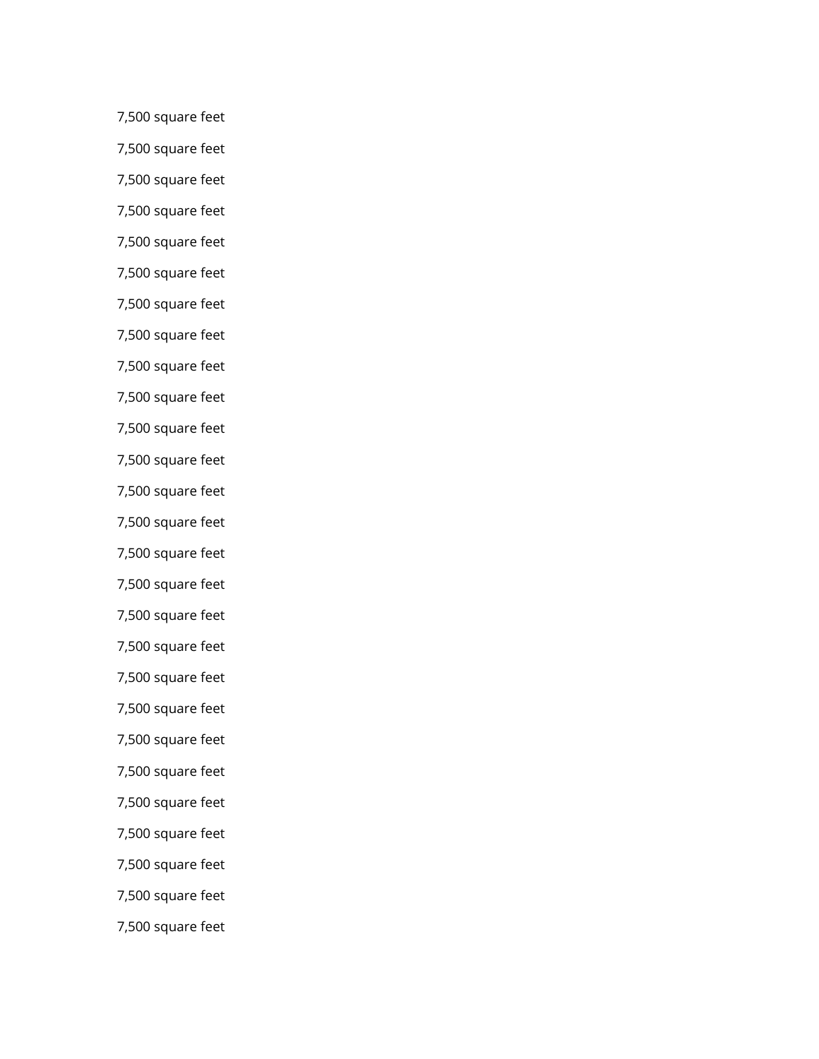7,500 square feet

7,500 square feet

7,500 square feet

7,500 square feet

7,500 square feet

7,500 square feet

7,500 square feet

7,500 square feet

7,500 square feet

7,500 square feet

7,500 square feet

7,500 square feet

7,500 square feet

7,500 square feet

7,500 square feet

7,500 square feet

7,500 square feet

7,500 square feet

7,500 square feet

7,500 square feet

7,500 square feet

7,500 square feet

7,500 square feet

7,500 square feet

7,500 square feet

7,500 square feet

7,500 square feet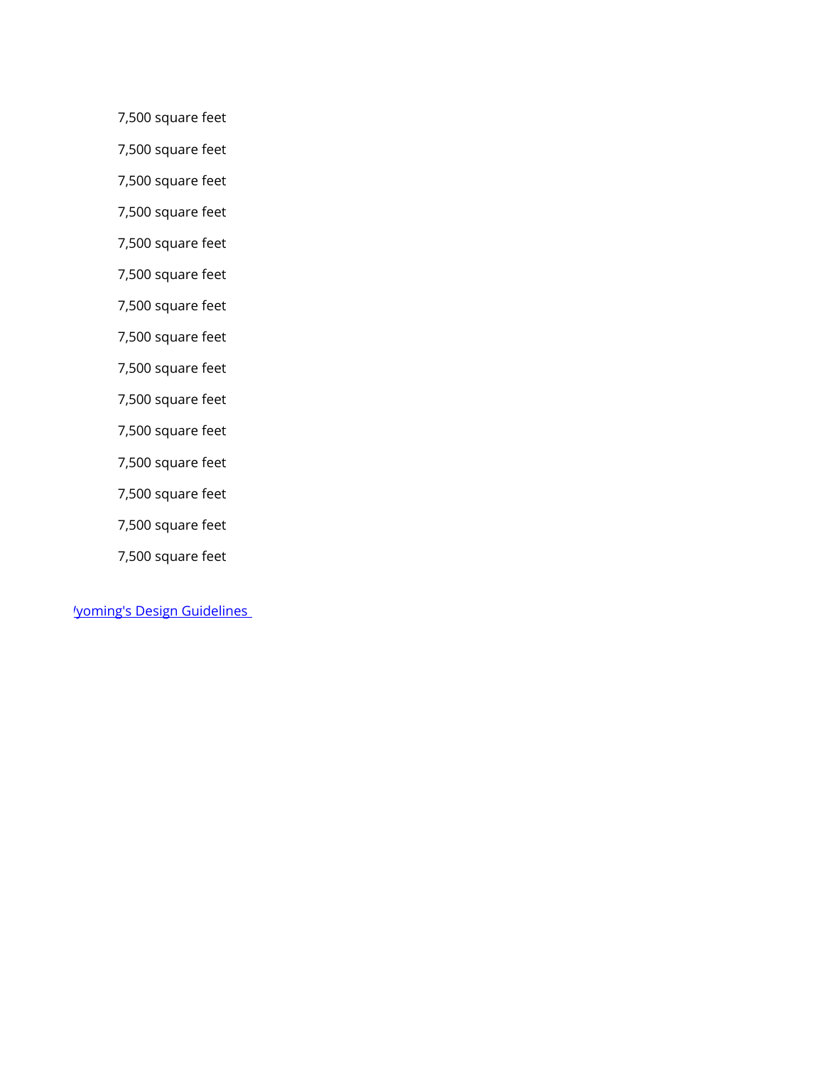7,500 square feet

7,500 square feet

7,500 square feet

7,500 square feet

7,500 square feet

7,500 square feet

7,500 square feet

7,500 square feet

7,500 square feet

7,500 square feet

7,500 square feet

7,500 square feet

7,500 square feet

7,500 square feet

7,500 square feet

'yoming's Design Guidelines